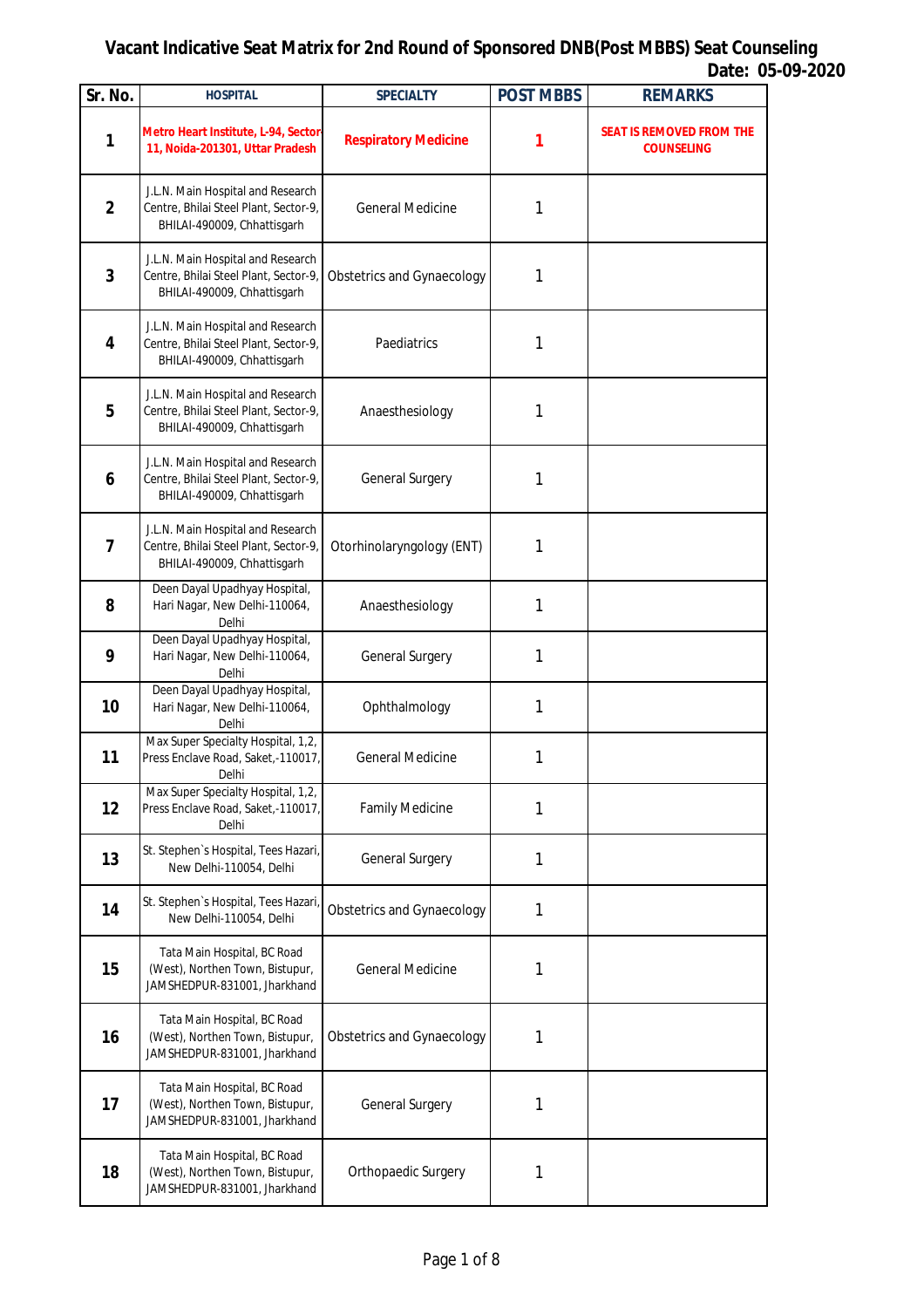# Vacant Indicative Seat Matrix for 2nd Round of Sponsored DNB(Post MBBS) Seat Counseling

**Date: 05-09-2020**

| Sr. No. | HOSPITAL | SPECIALTY | POST MBBS | REMARKS |
|---|---|---|---|---|
| 1 | Metro Heart Institute, L-94, Sector-11, Noida-201301, Uttar Pradesh | Respiratory Medicine | 1 | SEAT IS REMOVED FROM THE COUNSELING |
| 2 | J.L.N. Main Hospital and Research Centre, Bhilai Steel Plant, Sector-9, BHILAI-490009, Chhattisgarh | General Medicine | 1 | |
| 3 | J.L.N. Main Hospital and Research Centre, Bhilai Steel Plant, Sector-9, BHILAI-490009, Chhattisgarh | Obstetrics and Gynaecology | 1 | |
| 4 | J.L.N. Main Hospital and Research Centre, Bhilai Steel Plant, Sector-9, BHILAI-490009, Chhattisgarh | Paediatrics | 1 | |
| 5 | J.L.N. Main Hospital and Research Centre, Bhilai Steel Plant, Sector-9, BHILAI-490009, Chhattisgarh | Anaesthesiology | 1 | |
| 6 | J.L.N. Main Hospital and Research Centre, Bhilai Steel Plant, Sector-9, BHILAI-490009, Chhattisgarh | General Surgery | 1 | |
| 7 | J.L.N. Main Hospital and Research Centre, Bhilai Steel Plant, Sector-9, BHILAI-490009, Chhattisgarh | Otorhinolaryngology (ENT) | 1 | |
| 8 | Deen Dayal Upadhyay Hospital, Hari Nagar, New Delhi-110064, Delhi | Anaesthesiology | 1 | |
| 9 | Deen Dayal Upadhyay Hospital, Hari Nagar, New Delhi-110064, Delhi | General Surgery | 1 | |
| 10 | Deen Dayal Upadhyay Hospital, Hari Nagar, New Delhi-110064, Delhi | Ophthalmology | 1 | |
| 11 | Max Super Specialty Hospital, 1,2, Press Enclave Road, Saket,-110017, Delhi | General Medicine | 1 | |
| 12 | Max Super Specialty Hospital, 1,2, Press Enclave Road, Saket,-110017, Delhi | Family Medicine | 1 | |
| 13 | St. Stephen`s Hospital, Tees Hazari, New Delhi-110054, Delhi | General Surgery | 1 | |
| 14 | St. Stephen`s Hospital, Tees Hazari, New Delhi-110054, Delhi | Obstetrics and Gynaecology | 1 | |
| 15 | Tata Main Hospital, BC Road (West), Northen Town, Bistupur, JAMSHEDPUR-831001, Jharkhand | General Medicine | 1 | |
| 16 | Tata Main Hospital, BC Road (West), Northen Town, Bistupur, JAMSHEDPUR-831001, Jharkhand | Obstetrics and Gynaecology | 1 | |
| 17 | Tata Main Hospital, BC Road (West), Northen Town, Bistupur, JAMSHEDPUR-831001, Jharkhand | General Surgery | 1 | |
| 18 | Tata Main Hospital, BC Road (West), Northen Town, Bistupur, JAMSHEDPUR-831001, Jharkhand | Orthopaedic Surgery | 1 | |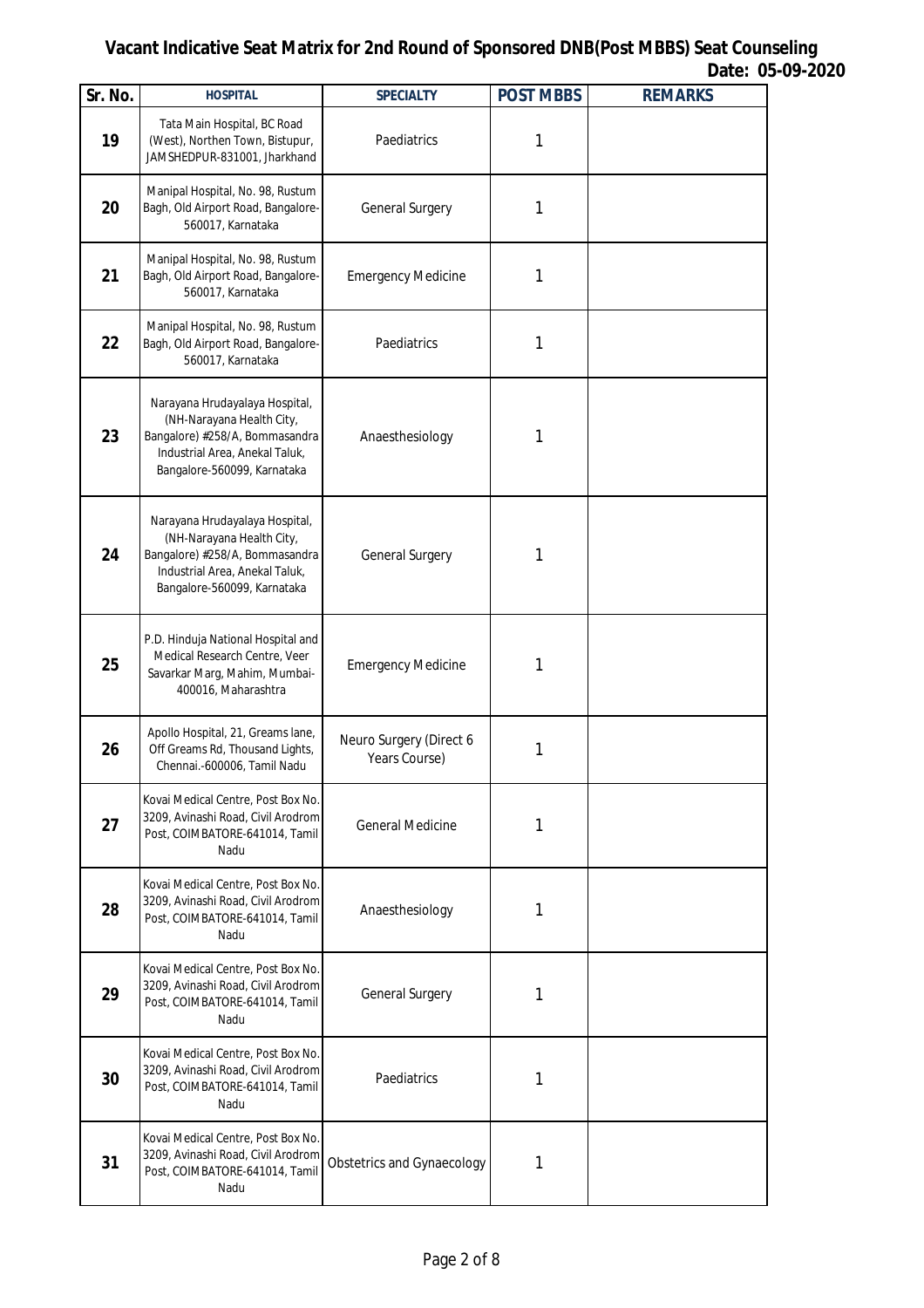# Vacant Indicative Seat Matrix for 2nd Round of Sponsored DNB(Post MBBS) Seat Counseling

**Date: 05-09-2020**

| Sr. No. | HOSPITAL | SPECIALTY | POST MBBS | REMARKS |
|---|---|---|---|---|
| 19 | Tata Main Hospital, BC Road (West), Northen Town, Bistupur, JAMSHEDPUR-831001, Jharkhand | Paediatrics | 1 | |
| 20 | Manipal Hospital, No. 98, Rustum Bagh, Old Airport Road, Bangalore-560017, Karnataka | General Surgery | 1 | |
| 21 | Manipal Hospital, No. 98, Rustum Bagh, Old Airport Road, Bangalore-560017, Karnataka | Emergency Medicine | 1 | |
| 22 | Manipal Hospital, No. 98, Rustum Bagh, Old Airport Road, Bangalore-560017, Karnataka | Paediatrics | 1 | |
| 23 | Narayana Hrudayalaya Hospital, (NH-Narayana Health City, Bangalore) #258/A, Bommasandra Industrial Area, Anekal Taluk, Bangalore-560099, Karnataka | Anaesthesiology | 1 | |
| 24 | Narayana Hrudayalaya Hospital, (NH-Narayana Health City, Bangalore) #258/A, Bommasandra Industrial Area, Anekal Taluk, Bangalore-560099, Karnataka | General Surgery | 1 | |
| 25 | P.D. Hinduja National Hospital and Medical Research Centre, Veer Savarkar Marg, Mahim, Mumbai-400016, Maharashtra | Emergency Medicine | 1 | |
| 26 | Apollo Hospital, 21, Greams lane, Off Greams Rd, Thousand Lights, Chennai.-600006, Tamil Nadu | Neuro Surgery (Direct 6 Years Course) | 1 | |
| 27 | Kovai Medical Centre, Post Box No. 3209, Avinashi Road, Civil Arodrom Post, COIMBATORE-641014, Tamil Nadu | General Medicine | 1 | |
| 28 | Kovai Medical Centre, Post Box No. 3209, Avinashi Road, Civil Arodrom Post, COIMBATORE-641014, Tamil Nadu | Anaesthesiology | 1 | |
| 29 | Kovai Medical Centre, Post Box No. 3209, Avinashi Road, Civil Arodrom Post, COIMBATORE-641014, Tamil Nadu | General Surgery | 1 | |
| 30 | Kovai Medical Centre, Post Box No. 3209, Avinashi Road, Civil Arodrom Post, COIMBATORE-641014, Tamil Nadu | Paediatrics | 1 | |
| 31 | Kovai Medical Centre, Post Box No. 3209, Avinashi Road, Civil Arodrom Post, COIMBATORE-641014, Tamil Nadu | Obstetrics and Gynaecology | 1 | |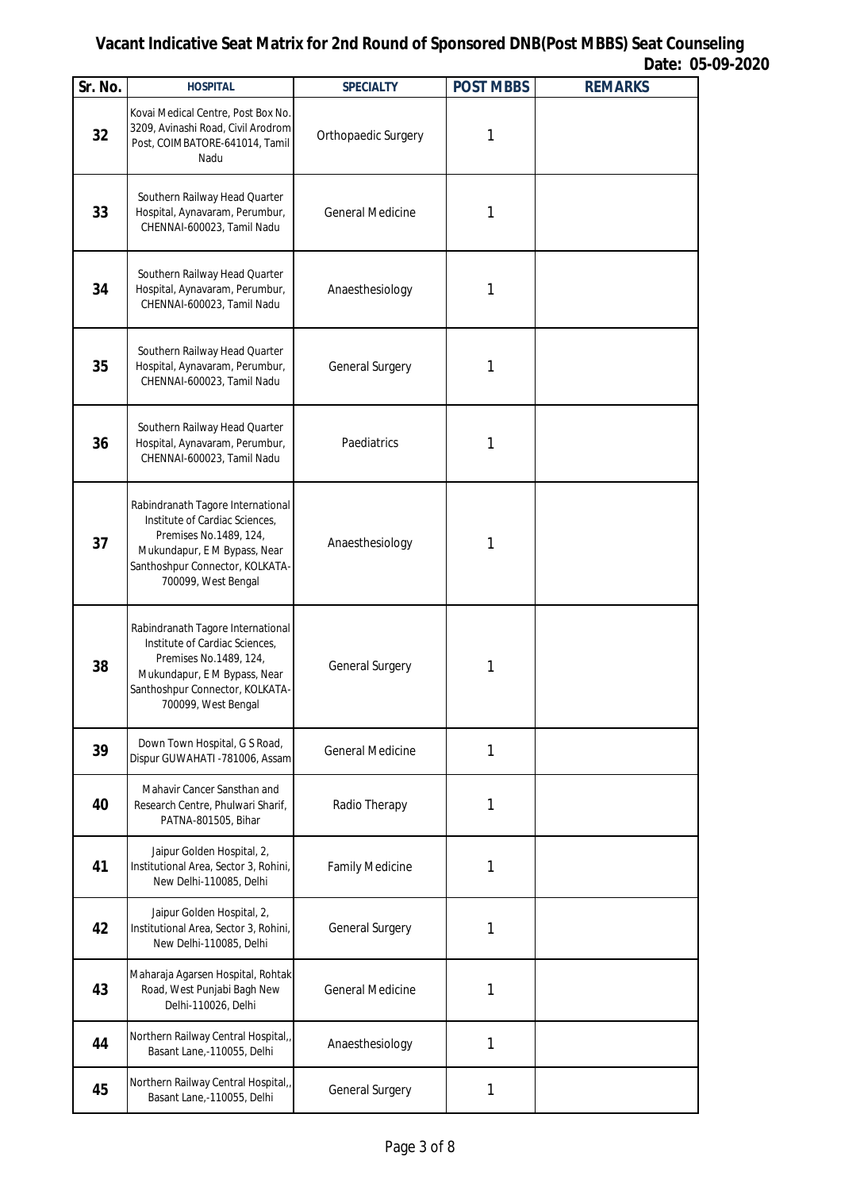# Vacant Indicative Seat Matrix for 2nd Round of Sponsored DNB(Post MBBS) Seat Counseling

**Date: 05-09-2020**

| Sr. No. | HOSPITAL | SPECIALTY | POST MBBS | REMARKS |
|---|---|---|---|---|
| 32 | Kovai Medical Centre, Post Box No. 3209, Avinashi Road, Civil Arodrom Post, COIMBATORE-641014, Tamil Nadu | Orthopaedic Surgery | 1 | |
| 33 | Southern Railway Head Quarter Hospital, Aynavaram, Perumbur, CHENNAI-600023, Tamil Nadu | General Medicine | 1 | |
| 34 | Southern Railway Head Quarter Hospital, Aynavaram, Perumbur, CHENNAI-600023, Tamil Nadu | Anaesthesiology | 1 | |
| 35 | Southern Railway Head Quarter Hospital, Aynavaram, Perumbur, CHENNAI-600023, Tamil Nadu | General Surgery | 1 | |
| 36 | Southern Railway Head Quarter Hospital, Aynavaram, Perumbur, CHENNAI-600023, Tamil Nadu | Paediatrics | 1 | |
| 37 | Rabindranath Tagore International Institute of Cardiac Sciences, Premises No.1489, 124, Mukundapur, E M Bypass, Near Santhoshpur Connector, KOLKATA-700099, West Bengal | Anaesthesiology | 1 | |
| 38 | Rabindranath Tagore International Institute of Cardiac Sciences, Premises No.1489, 124, Mukundapur, E M Bypass, Near Santhoshpur Connector, KOLKATA-700099, West Bengal | General Surgery | 1 | |
| 39 | Down Town Hospital, G S Road, Dispur GUWAHATI -781006, Assam | General Medicine | 1 | |
| 40 | Mahavir Cancer Sansthan and Research Centre, Phulwari Sharif, PATNA-801505, Bihar | Radio Therapy | 1 | |
| 41 | Jaipur Golden Hospital, 2, Institutional Area, Sector 3, Rohini, New Delhi-110085, Delhi | Family Medicine | 1 | |
| 42 | Jaipur Golden Hospital, 2, Institutional Area, Sector 3, Rohini, New Delhi-110085, Delhi | General Surgery | 1 | |
| 43 | Maharaja Agarsen Hospital, Rohtak Road, West Punjabi Bagh New Delhi-110026, Delhi | General Medicine | 1 | |
| 44 | Northern Railway Central Hospital,, Basant Lane,-110055, Delhi | Anaesthesiology | 1 | |
| 45 | Northern Railway Central Hospital,, Basant Lane,-110055, Delhi | General Surgery | 1 | |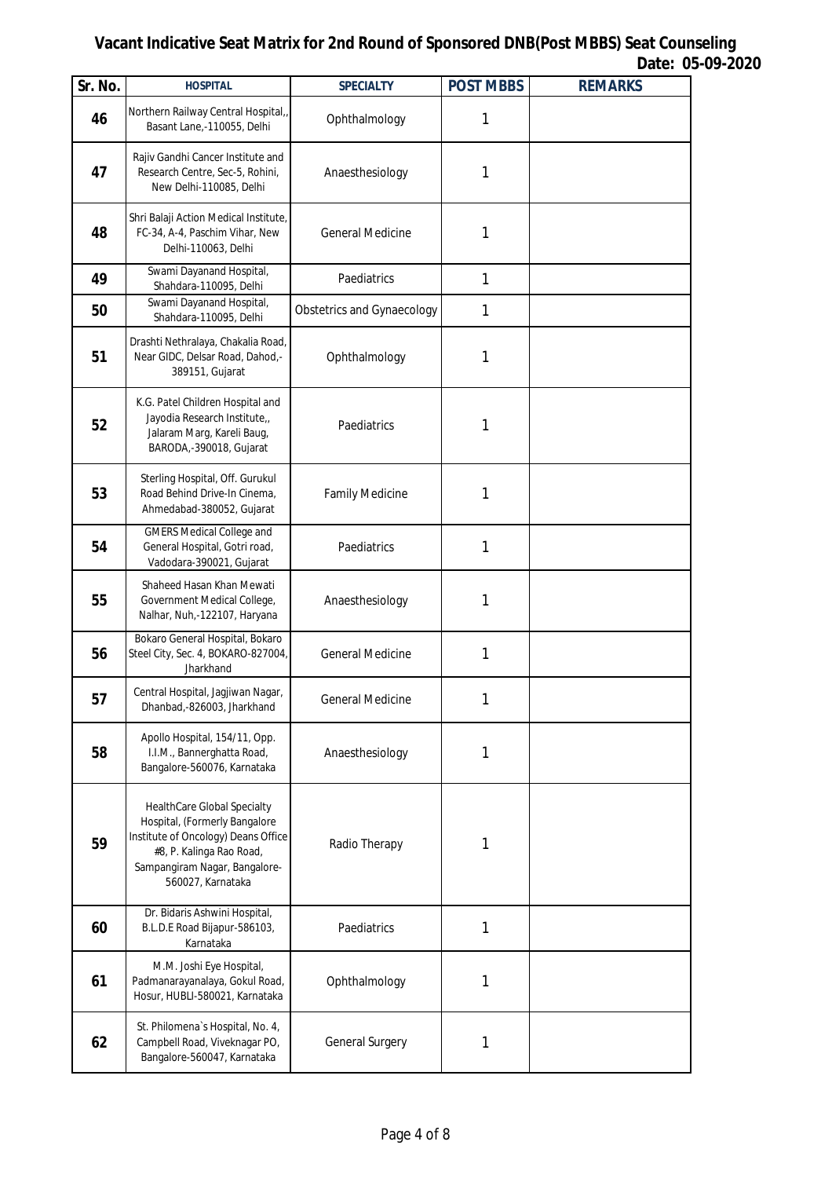**Vacant Indicative Seat Matrix for 2nd Round of Sponsored DNB(Post MBBS) Seat Counseling**

**Date: 05-09-2020**

| Sr. No. | HOSPITAL | SPECIALTY | POST MBBS | REMARKS |
|---|---|---|---|---|
| 46 | Northern Railway Central Hospital,, Basant Lane,-110055, Delhi | Ophthalmology | 1 | |
| 47 | Rajiv Gandhi Cancer Institute and Research Centre, Sec-5, Rohini, New Delhi-110085, Delhi | Anaesthesiology | 1 | |
| 48 | Shri Balaji Action Medical Institute, FC-34, A-4, Paschim Vihar, New Delhi-110063, Delhi | General Medicine | 1 | |
| 49 | Swami Dayanand Hospital, Shahdara-110095, Delhi | Paediatrics | 1 | |
| 50 | Swami Dayanand Hospital, Shahdara-110095, Delhi | Obstetrics and Gynaecology | 1 | |
| 51 | Drashti Nethralaya, Chakalia Road, Near GIDC, Delsar Road, Dahod,-389151, Gujarat | Ophthalmology | 1 | |
| 52 | K.G. Patel Children Hospital and Jayodia Research Institute,, Jalaram Marg, Kareli Baug, BARODA,-390018, Gujarat | Paediatrics | 1 | |
| 53 | Sterling Hospital, Off. Gurukul Road Behind Drive-In Cinema, Ahmedabad-380052, Gujarat | Family Medicine | 1 | |
| 54 | GMERS Medical College and General Hospital, Gotri road, Vadodara-390021, Gujarat | Paediatrics | 1 | |
| 55 | Shaheed Hasan Khan Mewati Government Medical College, Nalhar, Nuh,-122107, Haryana | Anaesthesiology | 1 | |
| 56 | Bokaro General Hospital, Bokaro Steel City, Sec. 4, BOKARO-827004, Jharkhand | General Medicine | 1 | |
| 57 | Central Hospital, Jagjiwan Nagar, Dhanbad,-826003, Jharkhand | General Medicine | 1 | |
| 58 | Apollo Hospital, 154/11, Opp. I.I.M., Bannerghatta Road, Bangalore-560076, Karnataka | Anaesthesiology | 1 | |
| 59 | HealthCare Global Specialty Hospital, (Formerly Bangalore Institute of Oncology) Deans Office #8, P. Kalinga Rao Road, Sampangiram Nagar, Bangalore-560027, Karnataka | Radio Therapy | 1 | |
| 60 | Dr. Bidaris Ashwini Hospital, B.L.D.E Road Bijapur-586103, Karnataka | Paediatrics | 1 | |
| 61 | M.M. Joshi Eye Hospital, Padmanarayanalaya, Gokul Road, Hosur, HUBLI-580021, Karnataka | Ophthalmology | 1 | |
| 62 | St. Philomena`s Hospital, No. 4, Campbell Road, Viveknagar PO, Bangalore-560047, Karnataka | General Surgery | 1 | |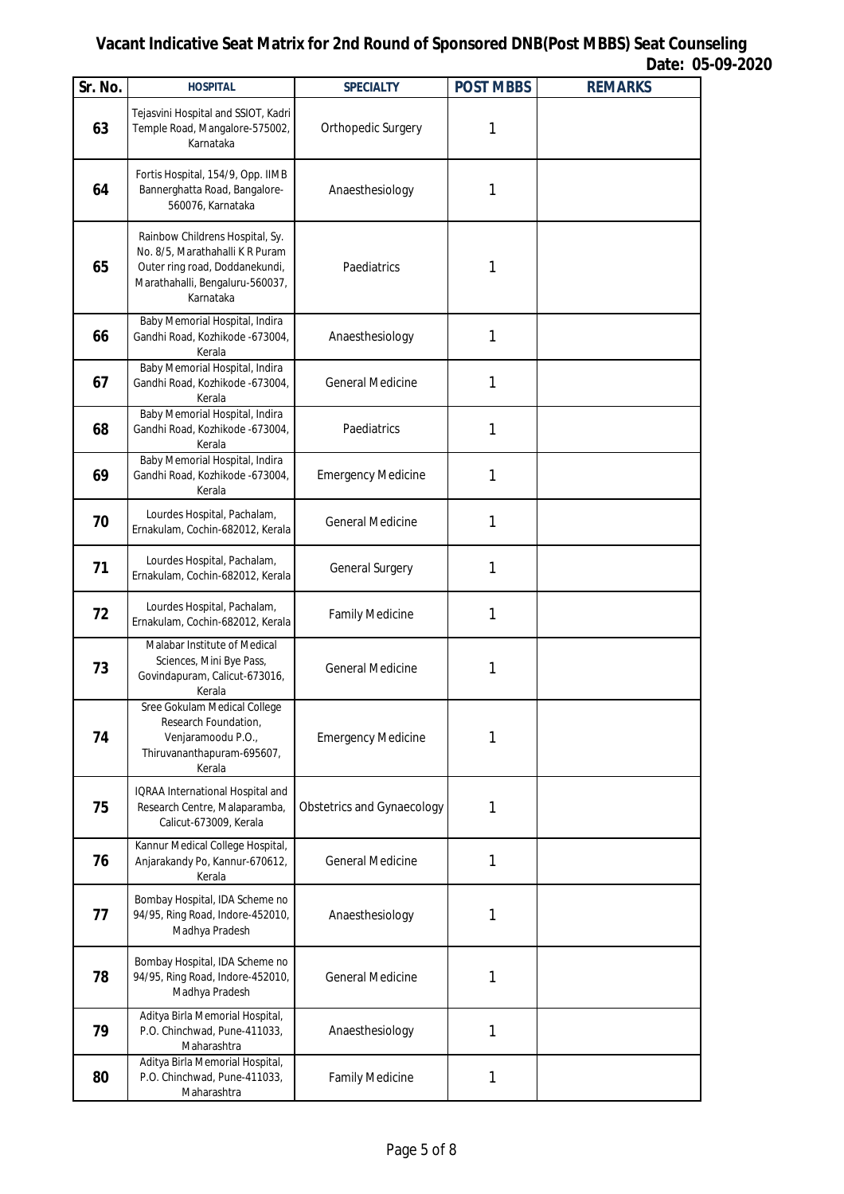# Vacant Indicative Seat Matrix for 2nd Round of Sponsored DNB(Post MBBS) Seat Counseling

**Date: 05-09-2020**

| Sr. No. | HOSPITAL | SPECIALTY | POST MBBS | REMARKS |
|---|---|---|---|---|
| 63 | Tejasvini Hospital and SSIOT, Kadri Temple Road, Mangalore-575002, Karnataka | Orthopedic Surgery | 1 | |
| 64 | Fortis Hospital, 154/9, Opp. IIMB Bannerghatta Road, Bangalore-560076, Karnataka | Anaesthesiology | 1 | |
| 65 | Rainbow Childrens Hospital, Sy. No. 8/5, Marathahalli K R Puram Outer ring road, Doddanekundi, Marathahalli, Bengaluru-560037, Karnataka | Paediatrics | 1 | |
| 66 | Baby Memorial Hospital, Indira Gandhi Road, Kozhikode -673004, Kerala | Anaesthesiology | 1 | |
| 67 | Baby Memorial Hospital, Indira Gandhi Road, Kozhikode -673004, Kerala | General Medicine | 1 | |
| 68 | Baby Memorial Hospital, Indira Gandhi Road, Kozhikode -673004, Kerala | Paediatrics | 1 | |
| 69 | Baby Memorial Hospital, Indira Gandhi Road, Kozhikode -673004, Kerala | Emergency Medicine | 1 | |
| 70 | Lourdes Hospital, Pachalam, Ernakulam, Cochin-682012, Kerala | General Medicine | 1 | |
| 71 | Lourdes Hospital, Pachalam, Ernakulam, Cochin-682012, Kerala | General Surgery | 1 | |
| 72 | Lourdes Hospital, Pachalam, Ernakulam, Cochin-682012, Kerala | Family Medicine | 1 | |
| 73 | Malabar Institute of Medical Sciences, Mini Bye Pass, Govindapuram, Calicut-673016, Kerala | General Medicine | 1 | |
| 74 | Sree Gokulam Medical College Research Foundation, Venjaramoodu P.O., Thiruvananthapuram-695607, Kerala | Emergency Medicine | 1 | |
| 75 | IQRAA International Hospital and Research Centre, Malaparamba, Calicut-673009, Kerala | Obstetrics and Gynaecology | 1 | |
| 76 | Kannur Medical College Hospital, Anjarakandy Po, Kannur-670612, Kerala | General Medicine | 1 | |
| 77 | Bombay Hospital, IDA Scheme no 94/95, Ring Road, Indore-452010, Madhya Pradesh | Anaesthesiology | 1 | |
| 78 | Bombay Hospital, IDA Scheme no 94/95, Ring Road, Indore-452010, Madhya Pradesh | General Medicine | 1 | |
| 79 | Aditya Birla Memorial Hospital, P.O. Chinchwad, Pune-411033, Maharashtra | Anaesthesiology | 1 | |
| 80 | Aditya Birla Memorial Hospital, P.O. Chinchwad, Pune-411033, Maharashtra | Family Medicine | 1 | |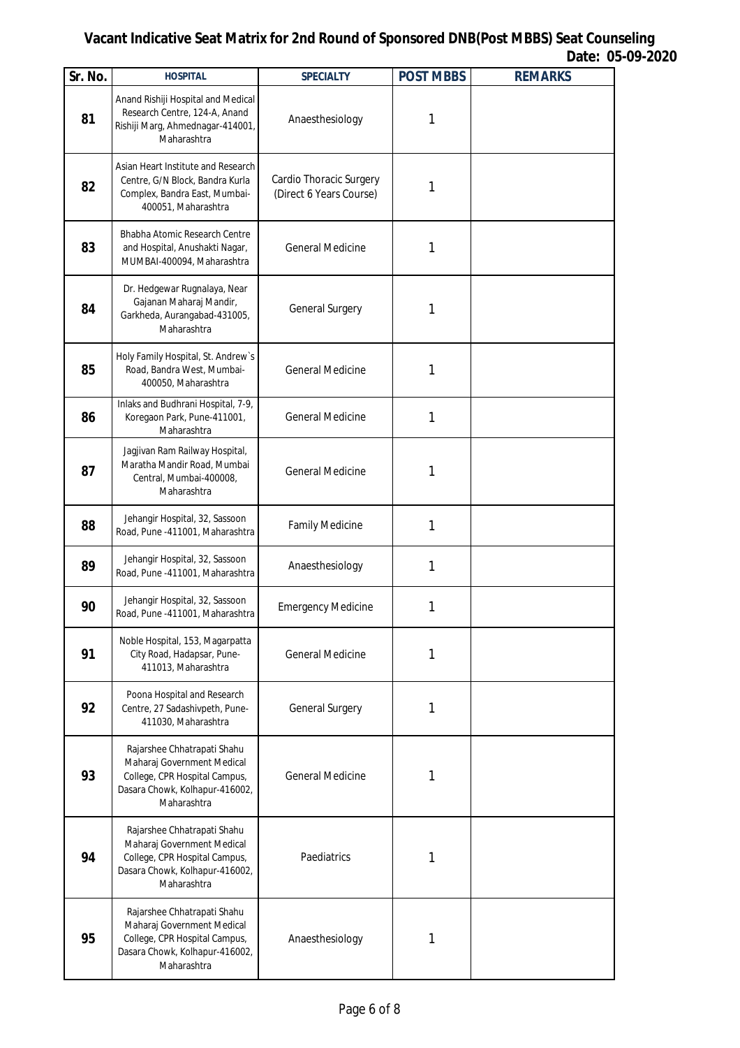# Vacant Indicative Seat Matrix for 2nd Round of Sponsored DNB(Post MBBS) Seat Counseling

**Date: 05-09-2020**

| Sr. No. | HOSPITAL | SPECIALTY | POST MBBS | REMARKS |
|---|---|---|---|---|
| 81 | Anand Rishiji Hospital and Medical Research Centre, 124-A, Anand Rishiji Marg, Ahmednagar-414001, Maharashtra | Anaesthesiology | 1 | |
| 82 | Asian Heart Institute and Research Centre, G/N Block, Bandra Kurla Complex, Bandra East, Mumbai-400051, Maharashtra | Cardio Thoracic Surgery (Direct 6 Years Course) | 1 | |
| 83 | Bhabha Atomic Research Centre and Hospital, Anushakti Nagar, MUMBAI-400094, Maharashtra | General Medicine | 1 | |
| 84 | Dr. Hedgewar Rugnalaya, Near Gajanan Maharaj Mandir, Garkheda, Aurangabad-431005, Maharashtra | General Surgery | 1 | |
| 85 | Holy Family Hospital, St. Andrew`s Road, Bandra West, Mumbai-400050, Maharashtra | General Medicine | 1 | |
| 86 | Inlaks and Budhrani Hospital, 7-9, Koregaon Park, Pune-411001, Maharashtra | General Medicine | 1 | |
| 87 | Jagjivan Ram Railway Hospital, Maratha Mandir Road, Mumbai Central, Mumbai-400008, Maharashtra | General Medicine | 1 | |
| 88 | Jehangir Hospital, 32, Sassoon Road, Pune -411001, Maharashtra | Family Medicine | 1 | |
| 89 | Jehangir Hospital, 32, Sassoon Road, Pune -411001, Maharashtra | Anaesthesiology | 1 | |
| 90 | Jehangir Hospital, 32, Sassoon Road, Pune -411001, Maharashtra | Emergency Medicine | 1 | |
| 91 | Noble Hospital, 153, Magarpatta City Road, Hadapsar, Pune-411013, Maharashtra | General Medicine | 1 | |
| 92 | Poona Hospital and Research Centre, 27 Sadashivpeth, Pune-411030, Maharashtra | General Surgery | 1 | |
| 93 | Rajarshee Chhatrapati Shahu Maharaj Government Medical College, CPR Hospital Campus, Dasara Chowk, Kolhapur-416002, Maharashtra | General Medicine | 1 | |
| 94 | Rajarshee Chhatrapati Shahu Maharaj Government Medical College, CPR Hospital Campus, Dasara Chowk, Kolhapur-416002, Maharashtra | Paediatrics | 1 | |
| 95 | Rajarshee Chhatrapati Shahu Maharaj Government Medical College, CPR Hospital Campus, Dasara Chowk, Kolhapur-416002, Maharashtra | Anaesthesiology | 1 | |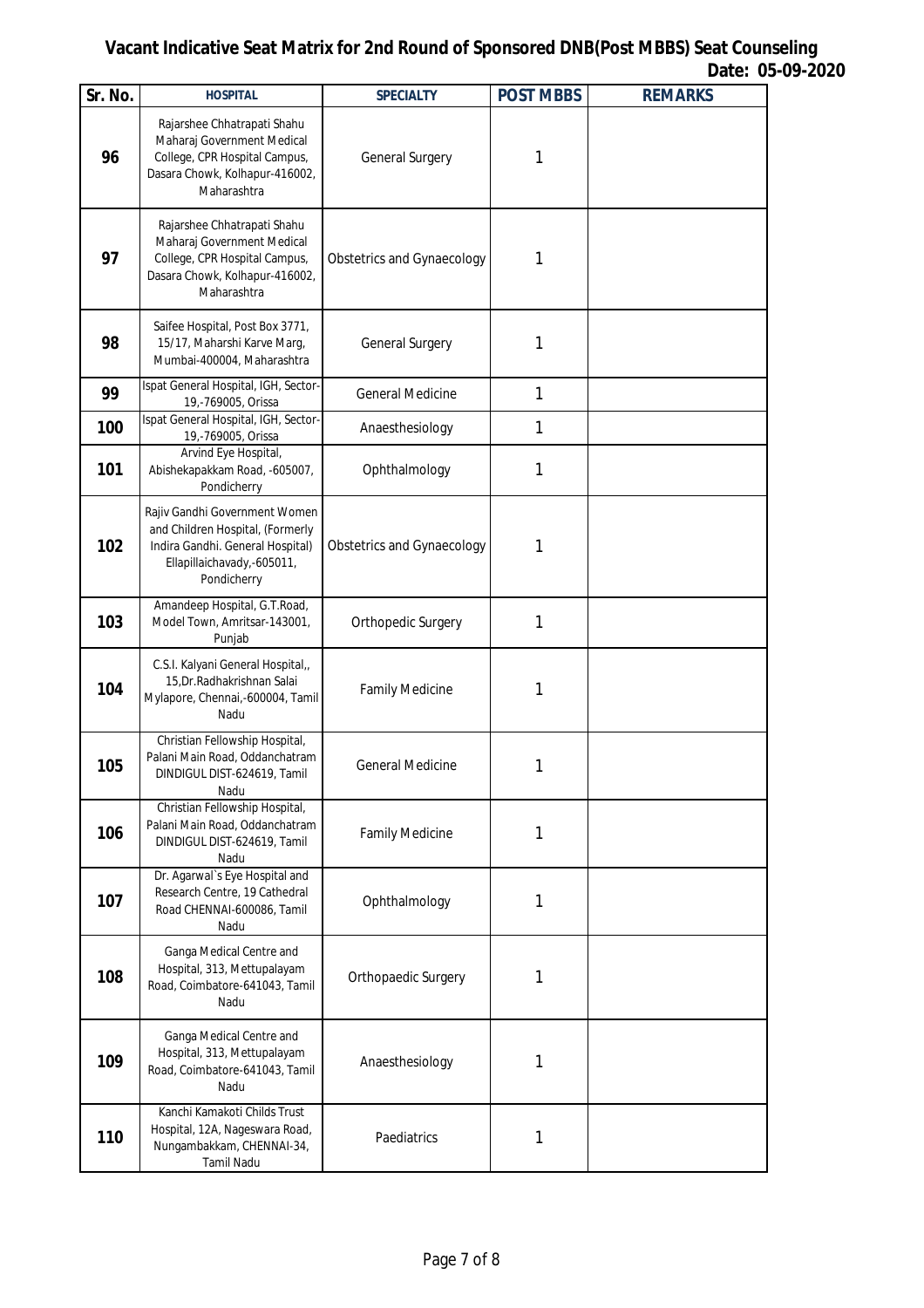**Vacant Indicative Seat Matrix for 2nd Round of Sponsored DNB(Post MBBS) Seat Counseling**

**Date: 05-09-2020**

| Sr. No. | HOSPITAL | SPECIALTY | POST MBBS | REMARKS |
|---|---|---|---|---|
| 96 | Rajarshee Chhatrapati Shahu Maharaj Government Medical College, CPR Hospital Campus, Dasara Chowk, Kolhapur-416002, Maharashtra | General Surgery | 1 | |
| 97 | Rajarshee Chhatrapati Shahu Maharaj Government Medical College, CPR Hospital Campus, Dasara Chowk, Kolhapur-416002, Maharashtra | Obstetrics and Gynaecology | 1 | |
| 98 | Saifee Hospital, Post Box 3771, 15/17, Maharshi Karve Marg, Mumbai-400004, Maharashtra | General Surgery | 1 | |
| 99 | Ispat General Hospital, IGH, Sector-19,-769005, Orissa | General Medicine | 1 | |
| 100 | Ispat General Hospital, IGH, Sector-19,-769005, Orissa | Anaesthesiology | 1 | |
| 101 | Arvind Eye Hospital, Abishekapakkam Road, -605007, Pondicherry | Ophthalmology | 1 | |
| 102 | Rajiv Gandhi Government Women and Children Hospital, (Formerly Indira Gandhi. General Hospital) Ellapillaichavady,-605011, Pondicherry | Obstetrics and Gynaecology | 1 | |
| 103 | Amandeep Hospital, G.T.Road, Model Town, Amritsar-143001, Punjab | Orthopedic Surgery | 1 | |
| 104 | C.S.I. Kalyani General Hospital,, 15,Dr.Radhakrishnan Salai Mylapore, Chennai,-600004, Tamil Nadu | Family Medicine | 1 | |
| 105 | Christian Fellowship Hospital, Palani Main Road, Oddanchatram DINDIGUL DIST-624619, Tamil Nadu | General Medicine | 1 | |
| 106 | Christian Fellowship Hospital, Palani Main Road, Oddanchatram DINDIGUL DIST-624619, Tamil Nadu | Family Medicine | 1 | |
| 107 | Dr. Agarwal`s Eye Hospital and Research Centre, 19 Cathedral Road CHENNAI-600086, Tamil Nadu | Ophthalmology | 1 | |
| 108 | Ganga Medical Centre and Hospital, 313, Mettupalayam Road, Coimbatore-641043, Tamil Nadu | Orthopaedic Surgery | 1 | |
| 109 | Ganga Medical Centre and Hospital, 313, Mettupalayam Road, Coimbatore-641043, Tamil Nadu | Anaesthesiology | 1 | |
| 110 | Kanchi Kamakoti Childs Trust Hospital, 12A, Nageswara Road, Nungambakkam, CHENNAI-34, Tamil Nadu | Paediatrics | 1 | |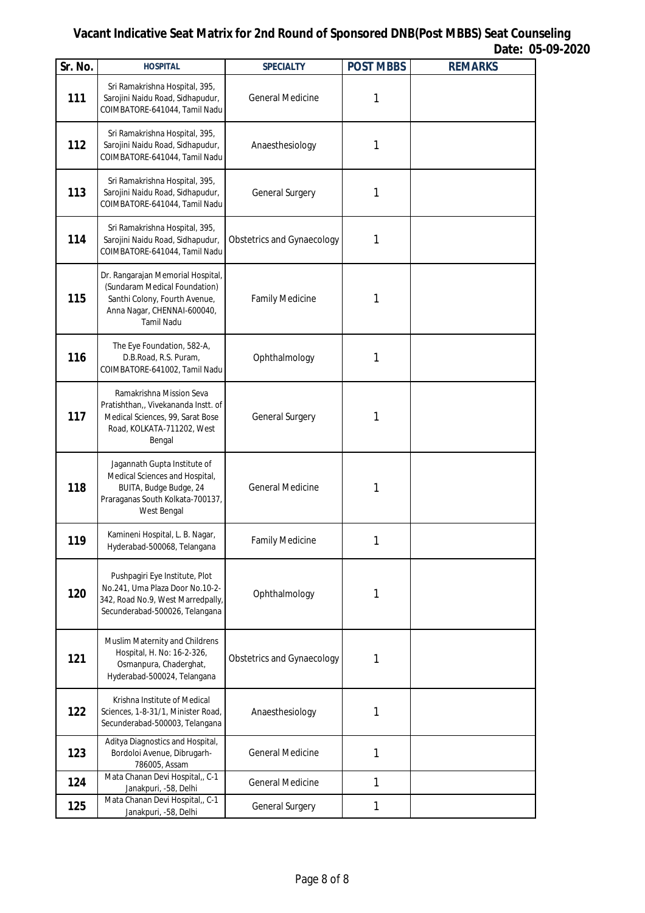**Vacant Indicative Seat Matrix for 2nd Round of Sponsored DNB(Post MBBS) Seat Counseling**

**Date: 05-09-2020**

| Sr. No. | HOSPITAL | SPECIALTY | POST MBBS | REMARKS |
|---|---|---|---|---|
| 111 | Sri Ramakrishna Hospital, 395, Sarojini Naidu Road, Sidhapudur, COIMBATORE-641044, Tamil Nadu | General Medicine | 1 | |
| 112 | Sri Ramakrishna Hospital, 395, Sarojini Naidu Road, Sidhapudur, COIMBATORE-641044, Tamil Nadu | Anaesthesiology | 1 | |
| 113 | Sri Ramakrishna Hospital, 395, Sarojini Naidu Road, Sidhapudur, COIMBATORE-641044, Tamil Nadu | General Surgery | 1 | |
| 114 | Sri Ramakrishna Hospital, 395, Sarojini Naidu Road, Sidhapudur, COIMBATORE-641044, Tamil Nadu | Obstetrics and Gynaecology | 1 | |
| 115 | Dr. Rangarajan Memorial Hospital, (Sundaram Medical Foundation) Santhi Colony, Fourth Avenue, Anna Nagar, CHENNAI-600040, Tamil Nadu | Family Medicine | 1 | |
| 116 | The Eye Foundation, 582-A, D.B.Road, R.S. Puram, COIMBATORE-641002, Tamil Nadu | Ophthalmology | 1 | |
| 117 | Ramakrishna Mission Seva Pratishthan,, Vivekananda Instt. of Medical Sciences, 99, Sarat Bose Road, KOLKATA-711202, West Bengal | General Surgery | 1 | |
| 118 | Jagannath Gupta Institute of Medical Sciences and Hospital, BUITA, Budge Budge, 24 Praraganas South Kolkata-700137, West Bengal | General Medicine | 1 | |
| 119 | Kamineni Hospital, L. B. Nagar, Hyderabad-500068, Telangana | Family Medicine | 1 | |
| 120 | Pushpagiri Eye Institute, Plot No.241, Uma Plaza Door No.10-2-342, Road No.9, West Marredpally, Secunderabad-500026, Telangana | Ophthalmology | 1 | |
| 121 | Muslim Maternity and Childrens Hospital, H. No: 16-2-326, Osmanpura, Chaderghat, Hyderabad-500024, Telangana | Obstetrics and Gynaecology | 1 | |
| 122 | Krishna Institute of Medical Sciences, 1-8-31/1, Minister Road, Secunderabad-500003, Telangana | Anaesthesiology | 1 | |
| 123 | Aditya Diagnostics and Hospital, Bordoloi Avenue, Dibrugarh-786005, Assam | General Medicine | 1 | |
| 124 | Mata Chanan Devi Hospital,, C-1 Janakpuri, -58, Delhi | General Medicine | 1 | |
| 125 | Mata Chanan Devi Hospital,, C-1 Janakpuri, -58, Delhi | General Surgery | 1 | |